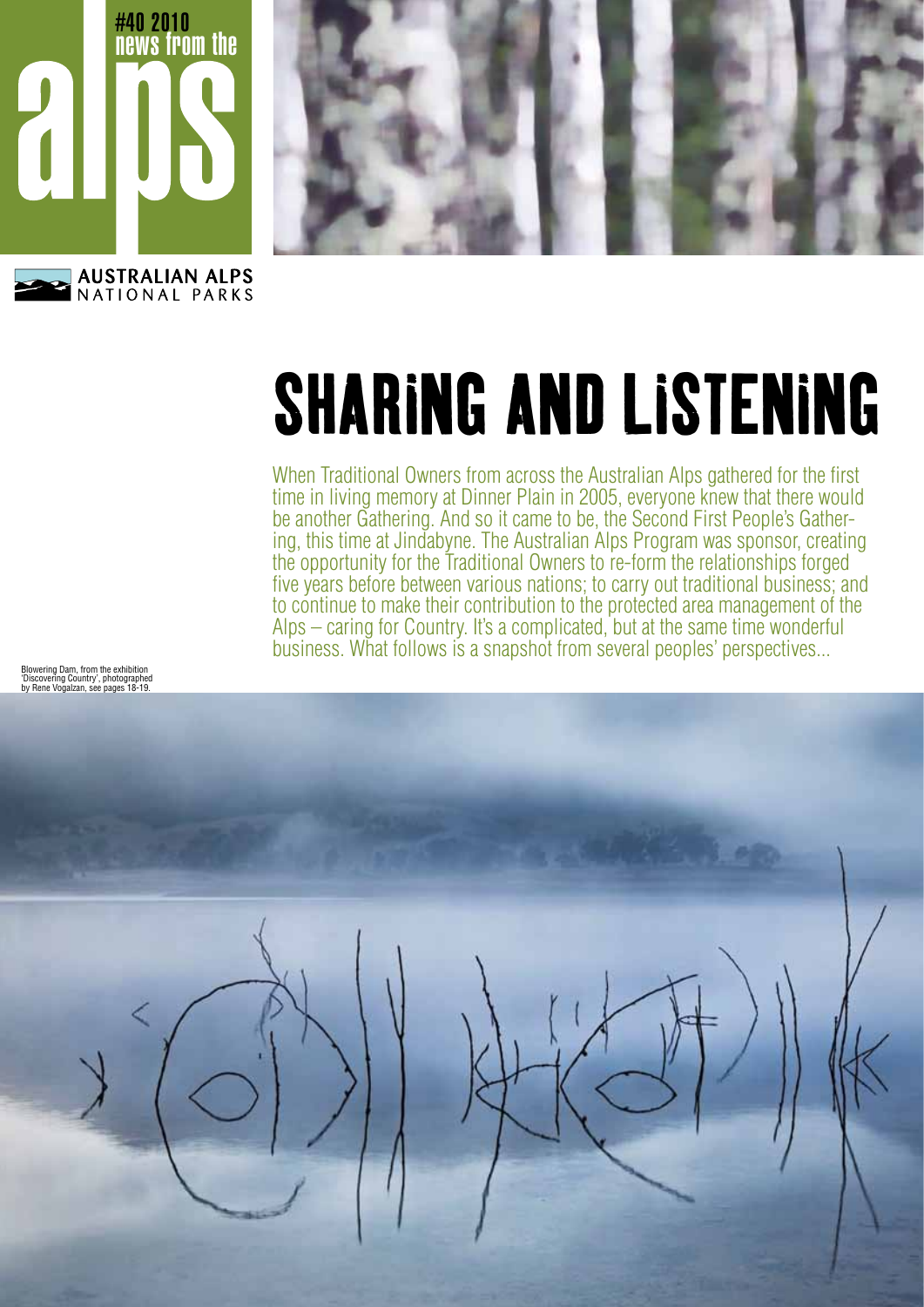# #40 2010 news from the alps

AUSTRALIAN ALPS NATIONAL PARKS

# SHARING AND LISTENING

When Traditional Owners from across the Australian Alps gathered for the first time in living memory at Dinner Plain in 2005, everyone knew that there would be another Gathering. And so it came to be, the Second First People's Gathering, this time at Jindabyne. The Australian Alps Program was sponsor, creating the opportunity for the Traditional Owners to re-form the relationships forged five years before between various nations; to carry out traditional business; and to continue to make their contribution to the protected area management of the Alps – caring for Country. It's a complicated, but at the same time wonderful business. What follows is a snapshot from several peoples' perspectives...

Blowering Dam, from the exhibition 'Discovering Country', photographed by Rene Vogalzan, see pages 18-19.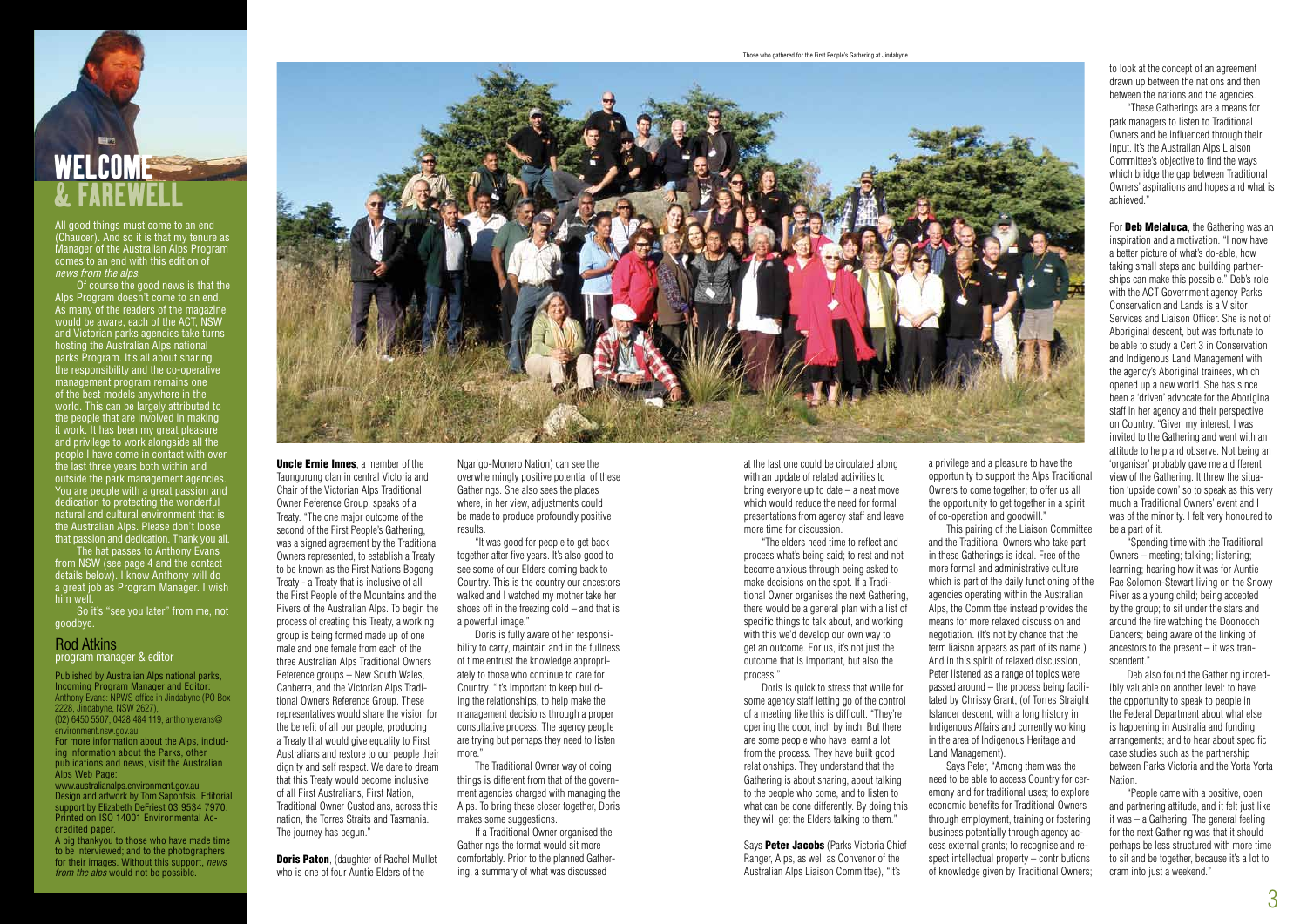# WELCOME & FAREWELL

All good things must come to an end (Chaucer). And so it is that my tenure as Manager of the Australian Alps Program comes to an end with this edition of *news from the alps*.

Of course the good news is that the Alps Program doesn't come to an end. As many of the readers of the magazine would be aware, each of the ACT, NSW and Victorian parks agencies take turns hosting the Australian Alps national parks Program. It's all about sharing the responsibility and the co-operative management program remains one of the best models anywhere in the world. This can be largely attributed to the people that are involved in making it work. It has been my great pleasure and privilege to work alongside all the people I have come in contact with over the last three years both within and outside the park management agencies. You are people with a great passion and dedication to protecting the wonderful natural and cultural environment that is the Australian Alps. Please don't loose that passion and dedication. Thank you all.

The hat passes to Anthony Evans from NSW (see page 4 and the contact details below). I know Anthony will do a great job as Program Manager. I wish him well.

So it's "see you later" from me, not goodbye.

## Rod Atkins
program manager & editor

Published by Australian Alps national parks, Incoming Program Manager and Editor: Anthony Evans: NPWS office in Jindabyne (PO Box 2228, Jindabyne, NSW 2627), (02) 6450 5507, 0428 484 119, anthony.evans@environment.nsw.gov.au.
For more information about the Alps, including information about the Parks, other publications and news, visit the Australian Alps Web Page:
www.australianalps.environment.gov.au
Design and artwork by Tom Sapontsis. Editorial support by Elizabeth DeFriest 03 9534 7970. Printed on ISO 14001 Environmental Accredited paper.
A big thankyou to those who have made time to be interviewed; and to the photographers for their images. Without this support, *news from the alps* would not be possible.

Those who gathered for the First People's Gathering at Jindabyne.

**Uncle Ernie Innes**, a member of the Taungurung clan in central Victoria and Chair of the Victorian Alps Traditional Owner Reference Group, speaks of a Treaty. "The one major outcome of the second of the First People's Gathering, was a signed agreement by the Traditional Owners represented, to establish a Treaty to be known as the First Nations Bogong Treaty - a Treaty that is inclusive of all the First People of the Mountains and the Rivers of the Australian Alps. To begin the process of creating this Treaty, a working group is being formed made up of one male and one female from each of the three Australian Alps Traditional Owners Reference groups – New South Wales, Canberra, and the Victorian Alps Traditional Owners Reference Group. These representatives would share the vision for the benefit of all our people, producing a Treaty that would give equality to First Australians and restore to our people their dignity and self respect. We dare to dream that this Treaty would become inclusive of all First Australians, First Nation, Traditional Owner Custodians, across this nation, the Torres Straits and Tasmania. The journey has begun."

**Doris Paton**, (daughter of Rachel Mullet who is one of four Auntie Elders of the Ngarigo-Monero Nation) can see the overwhelmingly positive potential of these Gatherings. She also sees the places where, in her view, adjustments could be made to produce profoundly positive results.

"It was good for people to get back together after five years. It's also good to see some of our Elders coming back to Country. This is the country our ancestors walked and I watched my mother take her shoes off in the freezing cold – and that is a powerful image."

Doris is fully aware of her responsibility to carry, maintain and in the fullness of time entrust the knowledge appropriately to those who continue to care for Country. "It's important to keep building the relationships, to help make the management decisions through a proper consultative process. The agency people are trying but perhaps they need to listen more."

The Traditional Owner way of doing things is different from that of the government agencies charged with managing the Alps. To bring these closer together, Doris makes some suggestions.

If a Traditional Owner organised the Gatherings the format would sit more comfortably. Prior to the planned Gathering, a summary of what was discussed at the last one could be circulated along with an update of related activities to bring everyone up to date – a neat move which would reduce the need for formal presentations from agency staff and leave more time for discussion.

"The elders need time to reflect and process what's being said; to rest and not become anxious through being asked to make decisions on the spot. If a Traditional Owner organises the next Gathering, there would be a general plan with a list of specific things to talk about, and working with this we'd develop our own way to get an outcome. For us, it's not just the outcome that is important, but also the process."

Doris is quick to stress that while for some agency staff letting go of the control of a meeting like this is difficult. "They're opening the door, inch by inch. But there are some people who have learnt a lot from the process. They have built good relationships. They understand that the Gathering is about sharing, about talking to the people who come, and to listen to what can be done differently. By doing this they will get the Elders talking to them."

Says **Peter Jacobs** (Parks Victoria Chief Ranger, Alps, as well as Convenor of the Australian Alps Liaison Committee), "It's a privilege and a pleasure to have the opportunity to support the Alps Traditional Owners to come together; to offer us all the opportunity to get together in a spirit of co-operation and goodwill."

This pairing of the Liaison Committee and the Traditional Owners who take part in these Gatherings is ideal. Free of the more formal and administrative culture which is part of the daily functioning of the agencies operating within the Australian Alps, the Committee instead provides the means for more relaxed discussion and negotiation. (It's not by chance that the term liaison appears as part of its name.) And in this spirit of relaxed discussion, Peter listened as a range of topics were passed around – the process being facilitated by Chrissy Grant, (of Torres Straight Islander descent, with a long history in Indigenous Affairs and currently working in the area of Indigenous Heritage and Land Management).

Says Peter, "Among them was the need to be able to access Country for ceremony and for traditional uses; to explore economic benefits for Traditional Owners through employment, training or fostering business potentially through agency access external grants; to recognise and respect intellectual property – contributions of knowledge given by Traditional Owners; to look at the concept of an agreement drawn up between the nations and then between the nations and the agencies.

"These Gatherings are a means for park managers to listen to Traditional Owners and be influenced through their input. It's the Australian Alps Liaison Committee's objective to find the ways which bridge the gap between Traditional Owners' aspirations and hopes and what is achieved."

For **Deb Melaluca**, the Gathering was an inspiration and a motivation. "I now have a better picture of what's do-able, how taking small steps and building partnerships can make this possible." Deb's role with the ACT Government agency Parks Conservation and Lands is a Visitor Services and Liaison Officer. She is not of Aboriginal descent, but was fortunate to be able to study a Cert 3 in Conservation and Indigenous Land Management with the agency's Aboriginal trainees, which opened up a new world. She has since been a 'driven' advocate for the Aboriginal staff in her agency and their perspective on Country. "Given my interest, I was invited to the Gathering and went with an attitude to help and observe. Not being an 'organiser' probably gave me a different view of the Gathering. It threw the situation 'upside down' so to speak as this very much a Traditional Owners' event and I was of the minority. I felt very honoured to be a part of it.

"Spending time with the Traditional Owners – meeting; talking; listening; learning; hearing how it was for Auntie Rae Solomon-Stewart living on the Snowy River as a young child; being accepted by the group; to sit under the stars and around the fire watching the Doonooch Dancers; being aware of the linking of ancestors to the present – it was transcendent."

Deb also found the Gathering incredibly valuable on another level: to have the opportunity to speak to people in the Federal Department about what else is happening in Australia and funding arrangements; and to hear about specific case studies such as the partnership between Parks Victoria and the Yorta Yorta Nation.

"People came with a positive, open and partnering attitude, and it felt just like it was – a Gathering. The general feeling for the next Gathering was that it should perhaps be less structured with more time to sit and be together, because it's a lot to cram into just a weekend."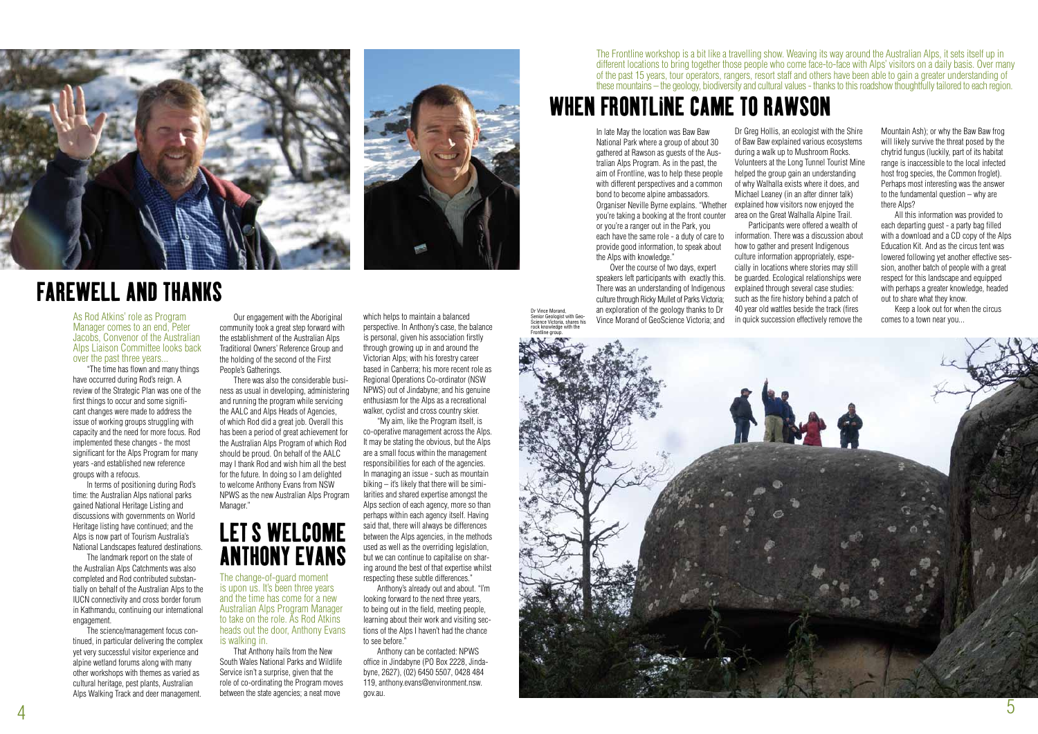# FAREWELL AND THANKS

As Rod Atkins' role as Program Manager comes to an end, Peter Jacobs, Convenor of the Australian Alps Liaison Committee looks back over the past three years...

"The time has flown and many things have occurred during Rod's reign. A review of the Strategic Plan was one of the first things to occur and some significant changes were made to address the issue of working groups struggling with capacity and the need for more focus. Rod implemented these changes - the most significant for the Alps Program for many years -and established new reference groups with a refocus.

In terms of positioning during Rod's time: the Australian Alps national parks gained National Heritage Listing and discussions with governments on World Heritage listing have continued; and the Alps is now part of Tourism Australia's National Landscapes featured destinations.

The landmark report on the state of the Australian Alps Catchments was also completed and Rod contributed substantially on behalf of the Australian Alps to the IUCN connectivity and cross border forum in Kathmandu, continuing our international engagement.

The science/management focus continued, in particular delivering the complex yet very successful visitor experience and alpine wetland forums along with many other workshops with themes as varied as cultural heritage, pest plants, Australian Alps Walking Track and deer management.

Our engagement with the Aboriginal community took a great step forward with the establishment of the Australian Alps Traditional Owners' Reference Group and the holding of the second of the First People's Gatherings.

There was also the considerable business as usual in developing, administering and running the program while servicing the AALC and Alps Heads of Agencies, of which Rod did a great job. Overall this has been a period of great achievement for the Australian Alps Program of which Rod should be proud. On behalf of the AALC may I thank Rod and wish him all the best for the future. In doing so I am delighted to welcome Anthony Evans from NSW NPWS as the new Australian Alps Program Manager."

# LET S WELCOME ANTHONY EVANS

The change-of-guard moment is upon us. It's been three years and the time has come for a new Australian Alps Program Manager to take on the role. As Rod Atkins heads out the door, Anthony Evans is walking in.

That Anthony hails from the New South Wales National Parks and Wildlife Service isn't a surprise, given that the role of co-ordinating the Program moves between the state agencies; a neat move which helps to maintain a balanced perspective. In Anthony's case, the balance is personal, given his association firstly through growing up in and around the Victorian Alps; with his forestry career based in Canberra; his more recent role as Regional Operations Co-ordinator (NSW NPWS) out of Jindabyne; and his genuine enthusiasm for the Alps as a recreational walker, cyclist and cross country skier.

"My aim, like the Program itself, is co-operative management across the Alps. It may be stating the obvious, but the Alps are a small focus within the management responsibilities for each of the agencies. In managing an issue - such as mountain biking – it's likely that there will be similarities and shared expertise amongst the Alps section of each agency, more so than perhaps within each agency itself. Having said that, there will always be differences between the Alps agencies, in the methods used as well as the overriding legislation, but we can continue to capitalise on sharing around the best of that expertise whilst respecting these subtle differences."

Anthony's already out and about. "I'm looking forward to the next three years, to being out in the field, meeting people, learning about their work and visiting sections of the Alps I haven't had the chance to see before."

Anthony can be contacted: NPWS office in Jindabyne (PO Box 2228, Jindabyne, 2627), (02) 6450 5507, 0428 484 119, anthony.evans@environment.nsw.gov.au.

The Frontline workshop is a bit like a travelling show. Weaving its way around the Australian Alps, it sets itself up in different locations to bring together those people who come face-to-face with Alps' visitors on a daily basis. Over many of the past 15 years, tour operators, rangers, resort staff and others have been able to gain a greater understanding of these mountains – the geology, biodiversity and cultural values - thanks to this roadshow thoughtfully tailored to each region.

# WHEN FRONTLiNE CAME TO RAWSON

In late May the location was Baw Baw National Park where a group of about 30 gathered at Rawson as guests of the Australian Alps Program. As in the past, the aim of Frontline, was to help these people with different perspectives and a common bond to become alpine ambassadors. Organiser Neville Byrne explains. "Whether you're taking a booking at the front counter or you're a ranger out in the Park, you each have the same role - a duty of care to provide good information, to speak about the Alps with knowledge."

Over the course of two days, expert speakers left participants with exactly this. There was an understanding of Indigenous culture through Ricky Mullet of Parks Victoria; an exploration of the geology thanks to Dr Vince Morand of GeoScience Victoria; and Dr Greg Hollis, an ecologist with the Shire of Baw Baw explained various ecosystems during a walk up to Mushroom Rocks. Volunteers at the Long Tunnel Tourist Mine helped the group gain an understanding of why Walhalla exists where it does, and Michael Leaney (in an after dinner talk) explained how visitors now enjoyed the area on the Great Walhalla Alpine Trail.

Participants were offered a wealth of information. There was a discussion about how to gather and present Indigenous culture information appropriately, especially in locations where stories may still be guarded. Ecological relationships were explained through several case studies: such as the fire history behind a patch of 40 year old wattles beside the track (fires in quick succession effectively remove the Mountain Ash); or why the Baw Baw frog will likely survive the threat posed by the chytrid fungus (luckily, part of its habitat range is inaccessible to the local infected host frog species, the Common froglet). Perhaps most interesting was the answer to the fundamental question – why are there Alps?

All this information was provided to each departing guest - a party bag filled with a download and a CD copy of the Alps Education Kit. And as the circus tent was lowered following yet another effective session, another batch of people with a great respect for this landscape and equipped with perhaps a greater knowledge, headed out to share what they know.

Keep a look out for when the circus comes to a town near you...

Dr Vince Morand, Senior Geologist with Geo-Science Victoria, shares his rock knowledge with the Frontline group.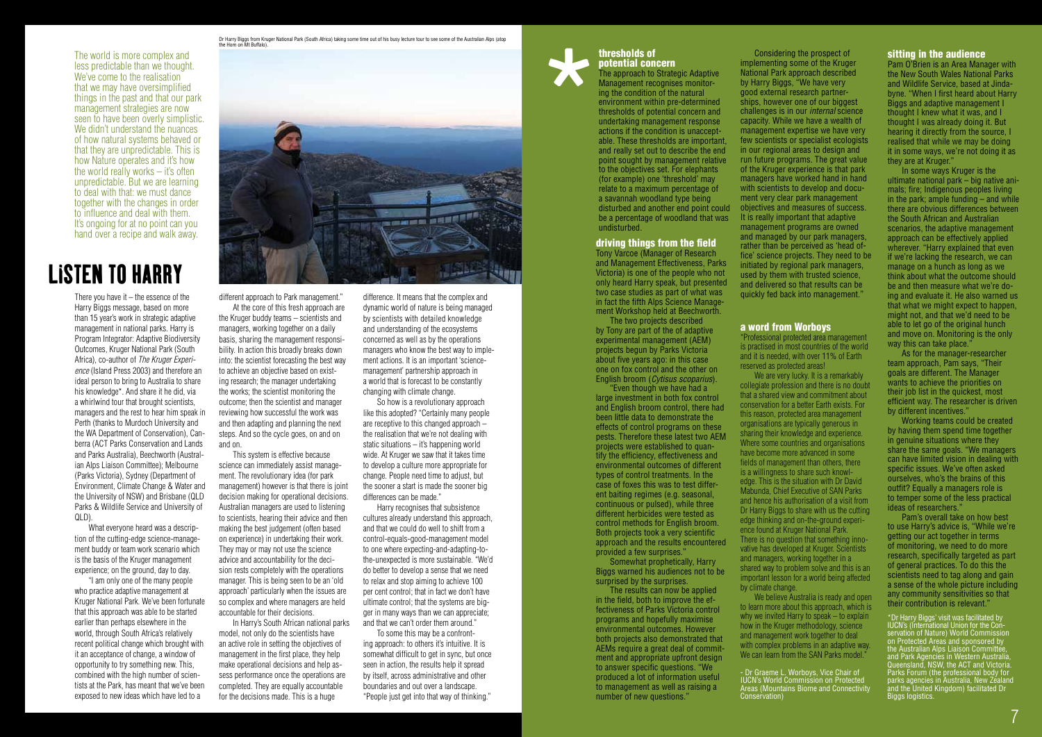The world is more complex and less predictable than we thought. We've come to the realisation that we may have oversimplified things in the past and that our park management strategies are now seen to have been overly simplistic. We didn't understand the nuances of how natural systems behaved or that they are unpredictable. This is how Nature operates and it's how the world really works – it's often unpredictable. But we are learning to deal with that: we must dance together with the changes in order to influence and deal with them. It's ongoing for at no point can you hand over a recipe and walk away.

Dr Harry Biggs from Kruger National Park (South Africa) taking some time out of his busy lecture tour to see some of the Australian Alps (atop the Horn on Mt Buffalo).

# LiSTEN TO HARRY

There you have it – the essence of the Harry Biggs message, based on more than 15 year's work in strategic adaptive management in national parks. Harry is Program Integrator: Adaptive Biodiversity Outcomes, Kruger National Park (South Africa), co-author of *The Kruger Experience* (Island Press 2003) and therefore an ideal person to bring to Australia to share his knowledge*. And share it he did, via a whirlwind tour that brought scientists, managers and the rest to hear him speak in Perth (thanks to Murdoch University and the WA Department of Conservation), Canberra (ACT Parks Conservation and Lands and Parks Australia), Beechworth (Australian Alps Liaison Committee); Melbourne (Parks Victoria), Sydney (Department of Environment, Climate Change & Water and the University of NSW) and Brisbane (QLD Parks & Wildlife Service and University of QLD).

What everyone heard was a description of the cutting-edge science-management buddy or team work scenario which is the basis of the Kruger management experience; on the ground, day to day.

"I am only one of the many people who practice adaptive management at Kruger National Park. We've been fortunate that this approach was able to be started earlier than perhaps elsewhere in the world, through South Africa's relatively recent political change which brought with it an acceptance of change, a window of opportunity to try something new. This, combined with the high number of scientists at the Park, has meant that we've been exposed to new ideas which have led to a different approach to Park management."

At the core of this fresh approach are the Kruger buddy teams – scientists and managers, working together on a daily basis, sharing the management responsibility. In action this broadly breaks down into: the scientist forecasting the best way to achieve an objective based on existing research; the manager undertaking the works; the scientist monitoring the outcome; then the scientist and manager reviewing how successful the work was and then adapting and planning the next steps. And so the cycle goes, on and on and on.

This system is effective because science can immediately assist management. The revolutionary idea (for park management) however is that there is joint decision making for operational decisions. Australian managers are used to listening to scientists, hearing their advice and then making the best judgement (often based on experience) in undertaking their work. They may or may not use the science advice and accountability for the decision rests completely with the operations manager. This is being seen to be an 'old approach' particularly when the issues are so complex and where managers are held accountable for their decisions.

In Harry's South African national parks model, not only do the scientists have an active role in setting the objectives of management in the first place, they help make operational decisions and help assess performance once the operations are completed. They are equally accountable for the decisions made. This is a huge difference. It means that the complex and dynamic world of nature is being managed by scientists with detailed knowledge and understanding of the ecosystems concerned as well as by the operations managers who know the best way to implement actions. It is an important 'science-management' partnership approach in a world that is forecast to be constantly changing with climate change.

So how is a revolutionary approach like this adopted? "Certainly many people are receptive to this changed approach – the realisation that we're not dealing with static situations – it's happening world wide. At Kruger we saw that it takes time to develop a culture more appropriate for change. People need time to adjust, but the sooner a start is made the sooner big differences can be made."

Harry recognises that subsistence cultures already understand this approach, and that we could do well to shift from a control-equals-good-management model to one where expecting-and-adapting-to-the-unexpected is more sustainable. "We'd do better to develop a sense that we need to relax and stop aiming to achieve 100 per cent control; that in fact we don't have ultimate control; that the systems are bigger in many ways than we can appreciate; and that we can't order them around."

To some this may be a confronting approach: to others it's intuitive. It is somewhat difficult to get in sync, but once seen in action, the results help it spread by itself, across administrative and other boundaries and out over a landscape. "People just get into that way of thinking."

## thresholds of potential concern

The approach to Strategic Adaptive Management recognises monitoring the condition of the natural environment within pre-determined thresholds of potential concern and undertaking management response actions if the condition is unacceptable. These thresholds are important, and really set out to describe the end point sought by management relative to the objectives set. For elephants (for example) one 'threshold' may relate to a maximum percentage of a savannah woodland type being disturbed and another end point could be a percentage of woodland that was undisturbed.

## driving things from the field

Tony Varcoe (Manager of Research and Management Effectiveness, Parks Victoria) is one of the people who not only heard Harry speak, but presented two case studies as part of what was in fact the fifth Alps Science Management Workshop held at Beechworth.

The two projects described by Tony are part of the of adaptive experimental management (AEM) projects begun by Parks Victoria about five years ago: in this case one on fox control and the other on English broom (*Cytisus scoparius*).

"Even though we have had a large investment in both fox control and English broom control, there had been little data to demonstrate the effects of control programs on these pests. Therefore these latest two AEM projects were established to quantify the efficiency, effectiveness and environmental outcomes of different types of control treatments. In the case of foxes this was to test different baiting regimes (e.g. seasonal, continuous or pulsed), while three different herbicides were tested as control methods for English broom. Both projects took a very scientific approach and the results encountered provided a few surprises."

Somewhat prophetically, Harry Biggs warned his audiences not to be surprised by the surprises.

The results can now be applied in the field, both to improve the effectiveness of Parks Victoria control programs and hopefully maximise environmental outcomes. However both projects also demonstrated that AEMs require a great deal of commitment and appropriate upfront design to answer specific questions. "We produced a lot of information useful to management as well as raising a number of new questions."

Considering the prospect of implementing some of the Kruger National Park approach described by Harry Biggs, "We have very good external research partnerships, however one of our biggest challenges is in our *internal* science capacity. While we have a wealth of management expertise we have very few scientists or specialist ecologists in our regional areas to design and run future programs. The great value of the Kruger experience is that park managers have worked hand in hand with scientists to develop and document very clear park management objectives and measures of success. It is really important that adaptive management programs are owned and managed by our park managers, rather than be perceived as 'head office' science projects. They need to be initiated by regional park managers, used by them with trusted science, and delivered so that results can be quickly fed back into management."

## a word from Worboys

"Professional protected area management is practised in most countries of the world and it is needed, with over 11% of Earth reserved as protected areas!

We are very lucky. It is a remarkably collegiate profession and there is no doubt that a shared view and commitment about conservation for a better Earth exists. For this reason, protected area management organisations are typically generous in sharing their knowledge and experience. Where some countries and organisations have become more advanced in some fields of management than others, there is a willingness to share such knowledge. This is the situation with Dr David Mabunda, Chief Executive of SAN Parks and hence his authorisation of a visit from Dr Harry Biggs to share with us the cutting edge thinking and on-the-ground experience found at Kruger National Park. There is no question that something innovative has developed at Kruger. Scientists and managers, working together in a shared way to problem solve and this is an important lesson for a world being affected by climate change.

We believe Australia is ready and open to learn more about this approach, which is why we invited Harry to speak – to explain how in the Kruger methodology, science and management work together to deal with complex problems in an adaptive way. We can learn from the SAN Parks model."

- Dr Graeme L. Worboys, Vice Chair of IUCN's World Commission on Protected Areas (Mountains Biome and Connectivity Conservation)

## sitting in the audience

Pam O'Brien is an Area Manager with the New South Wales National Parks and Wildlife Service, based at Jindabyne. "When I first heard about Harry Biggs and adaptive management I thought I knew what it was, and I thought I was already doing it. But hearing it directly from the source, I realised that while we may be doing it in some ways, we're not doing it as they are at Kruger."

In some ways Kruger is the ultimate national park – big native animals; fire; Indigenous peoples living in the park; ample funding – and while there are obvious differences between the South African and Australian scenarios, the adaptive management approach can be effectively applied wherever. "Harry explained that even if we're lacking the research, we can manage on a hunch as long as we think about what the outcome should be and then measure what we're doing and evaluate it. He also warned us that what we might expect to happen, might not, and that we'd need to be able to let go of the original hunch and move on. Monitoring is the only way this can take place."

As for the manager-researcher team approach, Pam says, "Their goals are different. The Manager wants to achieve the priorities on their job list in the quickest, most efficient way. The researcher is driven by different incentives."

Working teams could be created by having them spend time together in genuine situations where they share the same goals. "We managers can have limited vision in dealing with specific issues. We've often asked ourselves, who's the brains of this outfit? Equally a managers role is to temper some of the less practical ideas of researchers."

Pam's overall take on how best to use Harry's advice is, "While we're getting our act together in terms of monitoring, we need to do more research, specifically targeted as part of general practices. To do this the scientists need to tag along and gain a sense of the whole picture including any community sensitivities so that their contribution is relevant."

*Dr Harry Biggs' visit was facilitated by IUCN's (International Union for the Conservation of Nature) World Commission on Protected Areas and sponsored by the Australian Alps Liaison Committee, and Park Agencies in Western Australia, Queensland, NSW, the ACT and Victoria. Parks Forum (the professional body for parks agencies in Australia, New Zealand and the United Kingdom) facilitated Dr Biggs logistics.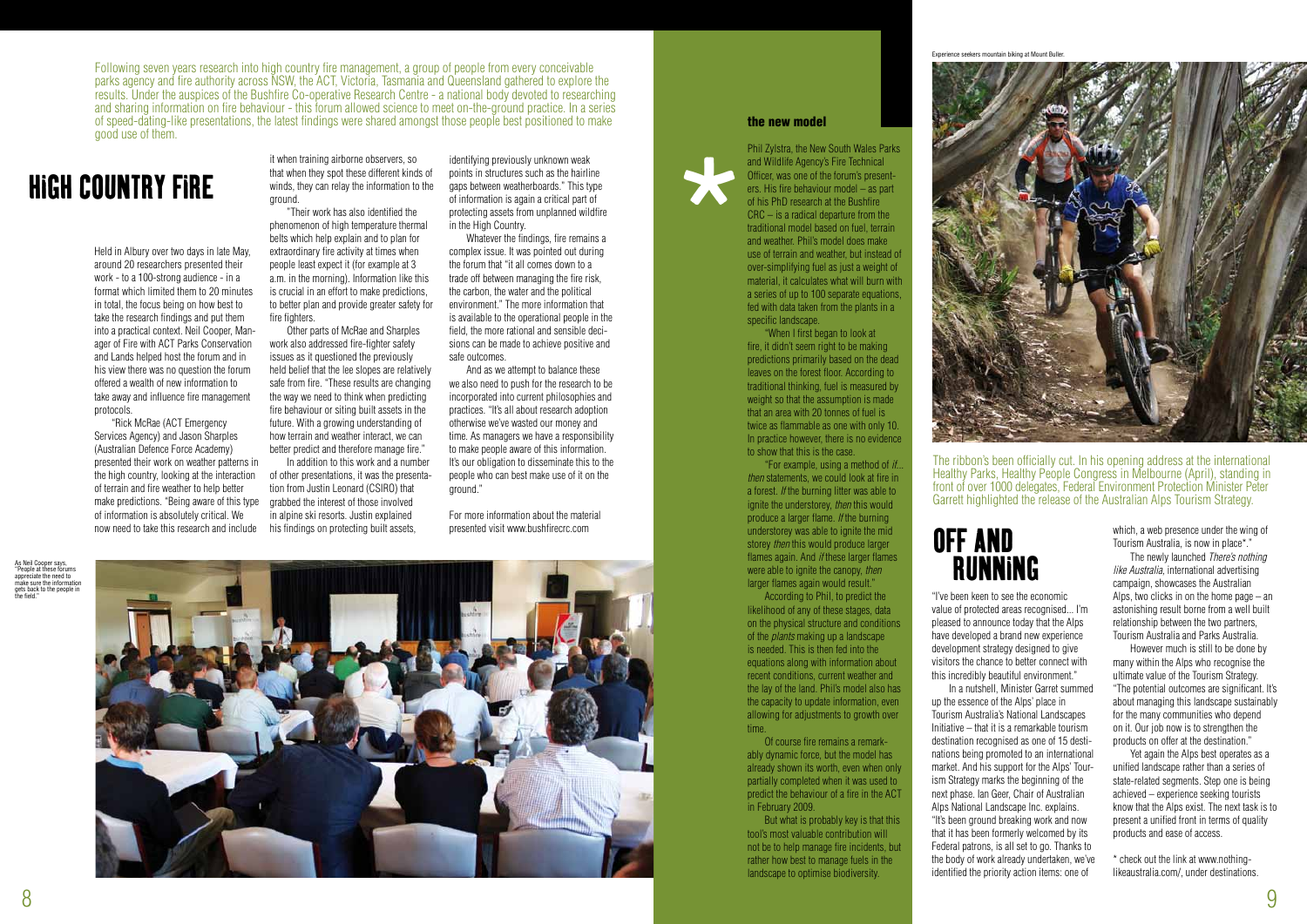Following seven years research into high country fire management, a group of people from every conceivable parks agency and fire authority across NSW, the ACT, Victoria, Tasmania and Queensland gathered to explore the results. Under the auspices of the Bushfire Co-operative Research Centre - a national body devoted to researching and sharing information on fire behaviour - this forum allowed science to meet on-the-ground practice. In a series of speed-dating-like presentations, the latest findings were shared amongst those people best positioned to make good use of them.

# HIGH COUNTRY FIRE

Held in Albury over two days in late May, around 20 researchers presented their work - to a 100-strong audience - in a format which limited them to 20 minutes in total, the focus being on how best to take the research findings and put them into a practical context. Neil Cooper, Manager of Fire with ACT Parks Conservation and Lands helped host the forum and in his view there was no question the forum offered a wealth of new information to take away and influence fire management protocols.

"Rick McRae (ACT Emergency Services Agency) and Jason Sharples (Australian Defence Force Academy) presented their work on weather patterns in the high country, looking at the interaction of terrain and fire weather to help better make predictions. "Being aware of this type of information is absolutely critical. We now need to take this research and include it when training airborne observers, so that when they spot these different kinds of winds, they can relay the information to the ground.

"Their work has also identified the phenomenon of high temperature thermal belts which help explain and to plan for extraordinary fire activity at times when people least expect it (for example at 3 a.m. in the morning). Information like this is crucial in an effort to make predictions, to better plan and provide greater safety for fire fighters.

Other parts of McRae and Sharples work also addressed fire-fighter safety issues as it questioned the previously held belief that the lee slopes are relatively safe from fire. "These results are changing the way we need to think when predicting fire behaviour or siting built assets in the future. With a growing understanding of how terrain and weather interact, we can better predict and therefore manage fire."

In addition to this work and a number of other presentations, it was the presentation from Justin Leonard (CSIRO) that grabbed the interest of those involved in alpine ski resorts. Justin explained his findings on protecting built assets, identifying previously unknown weak points in structures such as the hairline gaps between weatherboards." This type of information is again a critical part of protecting assets from unplanned wildfire in the High Country.

Whatever the findings, fire remains a complex issue. It was pointed out during the forum that "it all comes down to a trade off between managing the fire risk, the carbon, the water and the political environment." The more information that is available to the operational people in the field, the more rational and sensible decisions can be made to achieve positive and safe outcomes.

And as we attempt to balance these we also need to push for the research to be incorporated into current philosophies and practices. "It's all about research adoption otherwise we've wasted our money and time. As managers we have a responsibility to make people aware of this information. It's our obligation to disseminate this to the people who can best make use of it on the ground."

For more information about the material presented visit www.bushfirecrc.com

As Neil Cooper says, "People at these forums appreciate the need to make sure the information gets back to the people in the field."

## the new model

Phil Zylstra, the New South Wales Parks and Wildlife Agency's Fire Technical Officer, was one of the forum's presenters. His fire behaviour model – as part of his PhD research at the Bushfire CRC – is a radical departure from the traditional model based on fuel, terrain and weather. Phil's model does make use of terrain and weather, but instead of over-simplifying fuel as just a weight of material, it calculates what will burn with a series of up to 100 separate equations, fed with data taken from the plants in a specific landscape.

"When I first began to look at fire, it didn't seem right to be making predictions primarily based on the dead leaves on the forest floor. According to traditional thinking, fuel is measured by weight so that the assumption is made that an area with 20 tonnes of fuel is twice as flammable as one with only 10. In practice however, there is no evidence to show that this is the case.

"For example, using a method of *if... then* statements, we could look at fire in a forest. *If* the burning litter was able to ignite the understorey, *then* this would produce a larger flame. *If* the burning understorey was able to ignite the mid storey *then* this would produce larger flames again. And *if* these larger flames were able to ignite the canopy, *then* larger flames again would result."

According to Phil, to predict the likelihood of any of these stages, data on the physical structure and conditions of the *plants* making up a landscape is needed. This is then fed into the equations along with information about recent conditions, current weather and the lay of the land. Phil's model also has the capacity to update information, even allowing for adjustments to growth over time.

Of course fire remains a remarkably dynamic force, but the model has already shown its worth, even when only partially completed when it was used to predict the behaviour of a fire in the ACT in February 2009.

But what is probably key is that this tool's most valuable contribution will not be to help manage fire incidents, but rather how best to manage fuels in the landscape to optimise biodiversity.

Experience seekers mountain biking at Mount Buller.

The ribbon's been officially cut. In his opening address at the international Healthy Parks, Healthy People Congress in Melbourne (April), standing in front of over 1000 delegates, Federal Environment Protection Minister Peter Garrett highlighted the release of the Australian Alps Tourism Strategy.

# OFF AND RUNNING

"I've been keen to see the economic value of protected areas recognised... I'm pleased to announce today that the Alps have developed a brand new experience development strategy designed to give visitors the chance to better connect with this incredibly beautiful environment."

In a nutshell, Minister Garret summed up the essence of the Alps' place in Tourism Australia's National Landscapes Initiative – that it is a remarkable tourism destination recognised as one of 15 destinations being promoted to an international market. And his support for the Alps' Tourism Strategy marks the beginning of the next phase. Ian Geer, Chair of Australian Alps National Landscape Inc. explains. "It's been ground breaking work and now that it has been formerly welcomed by its Federal patrons, is all set to go. Thanks to the body of work already undertaken, we've identified the priority action items: one of which, a web presence under the wing of Tourism Australia, is now in place*."

The newly launched *There's nothing like Australia*, international advertising campaign, showcases the Australian Alps, two clicks in on the home page – an astonishing result borne from a well built relationship between the two partners, Tourism Australia and Parks Australia.

However much is still to be done by many within the Alps who recognise the ultimate value of the Tourism Strategy. "The potential outcomes are significant. It's about managing this landscape sustainably for the many communities who depend on it. Our job now is to strengthen the products on offer at the destination."

Yet again the Alps best operates as a unified landscape rather than a series of state-related segments. Step one is being achieved – experience seeking tourists know that the Alps exist. The next task is to present a unified front in terms of quality products and ease of access.

* check out the link at www.nothing-likeaustralia.com/, under destinations.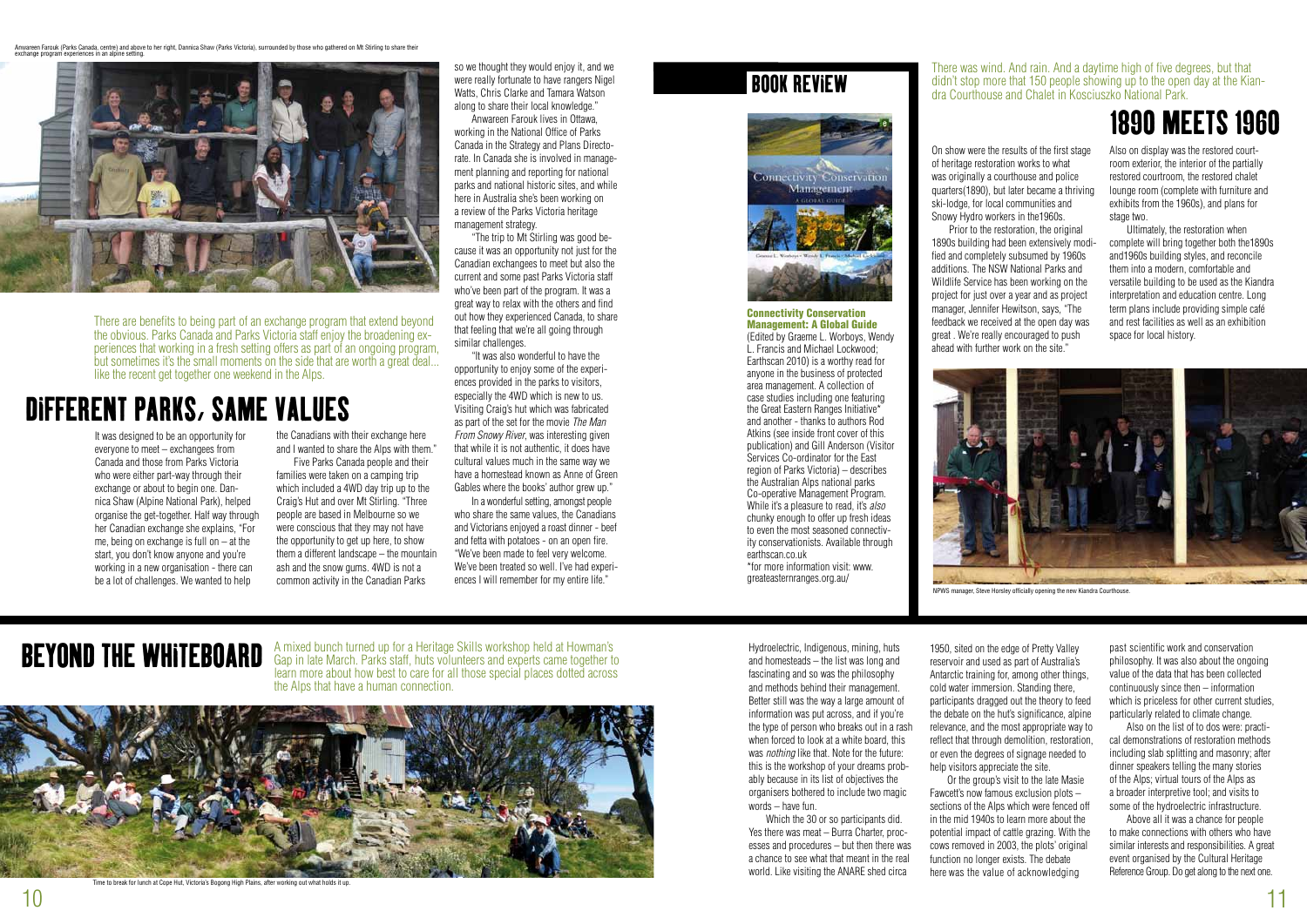Anwareen Farouk (Parks Canada, centre) and above to her right, Dannica Shaw (Parks Victoria), surrounded by those who gathered on Mt Stirling to share their exchange program experiences in an alpine setting.

There are benefits to being part of an exchange program that extend beyond the obvious. Parks Canada and Parks Victoria staff enjoy the broadening experiences that working in a fresh setting offers as part of an ongoing program, but sometimes it's the small moments on the side that are worth a great deal... like the recent get together one weekend in the Alps.

# DIFFERENT PARKS, SAME VALUES

It was designed to be an opportunity for everyone to meet – exchangees from Canada and those from Parks Victoria who were either part-way through their exchange or about to begin one. Dannica Shaw (Alpine National Park), helped organise the get-together. Half way through her Canadian exchange she explains, "For me, being on exchange is full on – at the start, you don't know anyone and you're working in a new organisation - there can be a lot of challenges. We wanted to help the Canadians with their exchange here and I wanted to share the Alps with them."

Five Parks Canada people and their families were taken on a camping trip which included a 4WD day trip up to the Craig's Hut and over Mt Stirling. "Three people are based in Melbourne so we were conscious that they may not have the opportunity to get up here, to show them a different landscape – the mountain ash and the snow gums. 4WD is not a common activity in the Canadian Parks so we thought they would enjoy it, and we were really fortunate to have rangers Nigel Watts, Chris Clarke and Tamara Watson along to share their local knowledge."

Anwareen Farouk lives in Ottawa, working in the National Office of Parks Canada in the Strategy and Plans Directorate. In Canada she is involved in management planning and reporting for national parks and national historic sites, and while here in Australia she's been working on a review of the Parks Victoria heritage management strategy.

"The trip to Mt Stirling was good because it was an opportunity not just for the Canadian exchangees to meet but also the current and some past Parks Victoria staff who've been part of the program. It was a great way to relax with the others and find out how they experienced Canada, to share that feeling that we're all going through similar challenges.

"It was also wonderful to have the opportunity to enjoy some of the experiences provided in the parks to visitors, especially the 4WD which is new to us. Visiting Craig's hut which was fabricated as part of the set for the movie *The Man From Snowy River*, was interesting given that while it is not authentic, it does have cultural values much in the same way we have a homestead known as Anne of Green Gables where the books' author grew up."

In a wonderful setting, amongst people who share the same values, the Canadians and Victorians enjoyed a roast dinner - beef and fetta with potatoes - on an open fire. "We've been made to feel very welcome. We've been treated so well. I've had experiences I will remember for my entire life."

# BOOK REVIEW

**Connectivity Conservation Management: A Global Guide**
(Edited by Graeme L. Worboys, Wendy L. Francis and Michael Lockwood; Earthscan 2010) is a worthy read for anyone in the business of protected area management. A collection of case studies including one featuring the Great Eastern Ranges Initiative* and another - thanks to authors Rod Atkins (see inside front cover of this publication) and Gill Anderson (Visitor Services Co-ordinator for the East region of Parks Victoria) – describes the Australian Alps national parks Co-operative Management Program. While it's a pleasure to read, it's *also* chunky enough to offer up fresh ideas to even the most seasoned connectivity conservationists. Available through earthscan.co.uk

*for more information visit: www.greateasternranges.org.au/

There was wind. And rain. And a daytime high of five degrees, but that didn't stop more that 150 people showing up to the open day at the Kiandra Courthouse and Chalet in Kosciuszko National Park.

# 1890 MEETS 1960

On show were the results of the first stage of heritage restoration works to what was originally a courthouse and police quarters(1890), but later became a thriving ski-lodge, for local communities and Snowy Hydro workers in the1960s.

Prior to the restoration, the original 1890s building had been extensively modified and completely subsumed by 1960s additions. The NSW National Parks and Wildlife Service has been working on the project for just over a year and as project manager, Jennifer Hewitson, says, "The feedback we received at the open day was great . We're really encouraged to push ahead with further work on the site."

Also on display was the restored courtroom exterior, the interior of the partially restored courtroom, the restored chalet lounge room (complete with furniture and exhibits from the 1960s), and plans for stage two.

Ultimately, the restoration when complete will bring together both the1890s and1960s building styles, and reconcile them into a modern, comfortable and versatile building to be used as the Kiandra interpretation and education centre. Long term plans include providing simple café and rest facilities as well as an exhibition space for local history.

NPWS manager, Steve Horsley officially opening the new Kiandra Courthouse.

# BEYOND THE WHITEBOARD

A mixed bunch turned up for a Heritage Skills workshop held at Howman's Gap in late March. Parks staff, huts volunteers and experts came together to learn more about how best to care for all those special places dotted across the Alps that have a human connection.

Time to break for lunch at Cope Hut, Victoria's Bogong High Plains, after working out what holds it up.

Hydroelectric, Indigenous, mining, huts and homesteads – the list was long and fascinating and so was the philosophy and methods behind their management. Better still was the way a large amount of information was put across, and if you're the type of person who breaks out in a rash when forced to look at a white board, this was *nothing* like that. Note for the future: this is the workshop of your dreams probably because in its list of objectives the organisers bothered to include two magic words – have fun.

Which the 30 or so participants did. Yes there was meat – Burra Charter, processes and procedures – but then there was a chance to see what that meant in the real world. Like visiting the ANARE shed circa 1950, sited on the edge of Pretty Valley reservoir and used as part of Australia's Antarctic training for, among other things, cold water immersion. Standing there, participants dragged out the theory to feed the debate on the hut's significance, alpine relevance, and the most appropriate way to reflect that through demolition, restoration, or even the degrees of signage needed to help visitors appreciate the site.

Or the group's visit to the late Masie Fawcett's now famous exclusion plots – sections of the Alps which were fenced off in the mid 1940s to learn more about the potential impact of cattle grazing. With the cows removed in 2003, the plots' original function no longer exists. The debate here was the value of acknowledging past scientific work and conservation philosophy. It was also about the ongoing value of the data that has been collected continuously since then – information which is priceless for other current studies, particularly related to climate change.

Also on the list of to dos were: practical demonstrations of restoration methods including slab splitting and masonry; after dinner speakers telling the many stories of the Alps; virtual tours of the Alps as a broader interpretive tool; and visits to some of the hydroelectric infrastructure.

Above all it was a chance for people to make connections with others who have similar interests and responsibilities. A great event organised by the Cultural Heritage Reference Group. Do get along to the next one.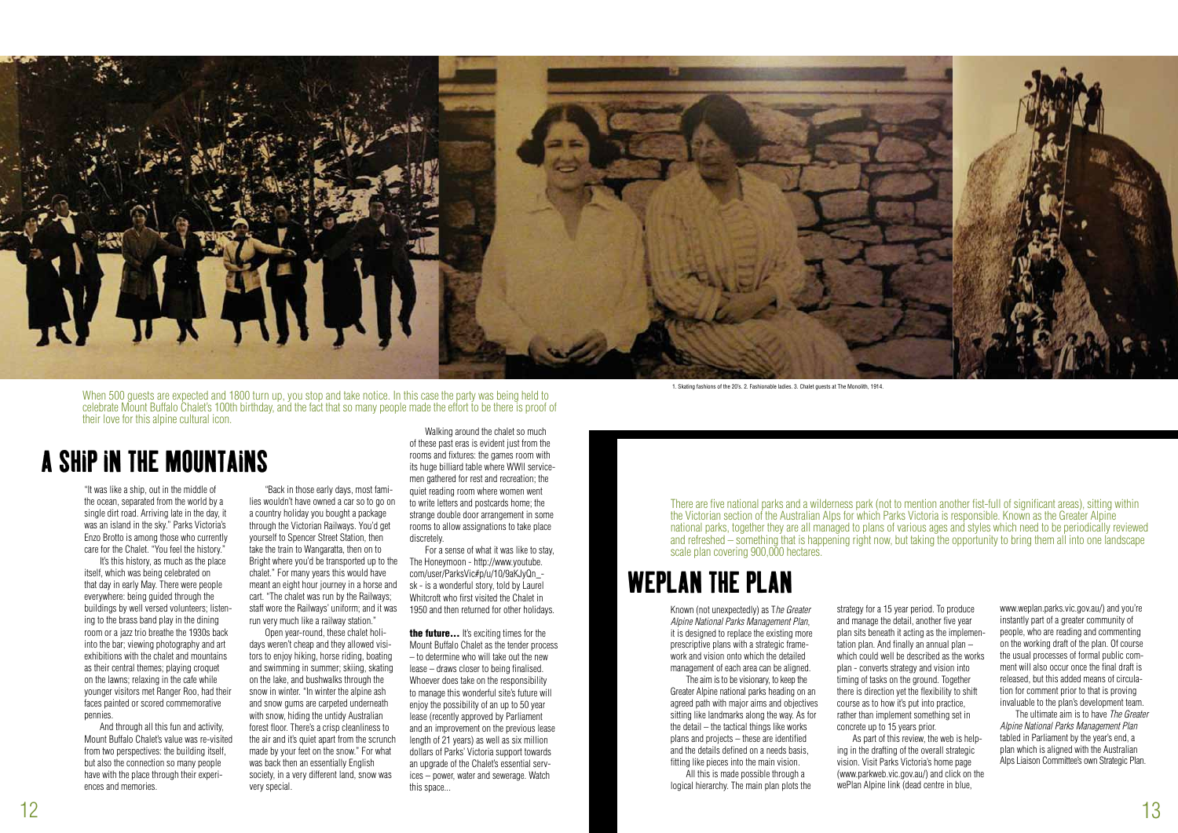1. Skating fashions of the 20's. 2. Fashionable ladies. 3. Chalet guests at The Monolith, 1914.

When 500 guests are expected and 1800 turn up, you stop and take notice. In this case the party was being held to celebrate Mount Buffalo Chalet's 100th birthday, and the fact that so many people made the effort to be there is proof of their love for this alpine cultural icon.

# A SHIP IN THE MOUNTAINS

"It was like a ship, out in the middle of the ocean, separated from the world by a single dirt road. Arriving late in the day, it was an island in the sky." Parks Victoria's Enzo Brotto is among those who currently care for the Chalet. "You feel the history."

It's this history, as much as the place itself, which was being celebrated on that day in early May. There were people everywhere: being guided through the buildings by well versed volunteers; listening to the brass band play in the dining room or a jazz trio breathe the 1930s back into the bar; viewing photography and art exhibitions with the chalet and mountains as their central themes; playing croquet on the lawns; relaxing in the cafe while younger visitors met Ranger Roo, had their faces painted or scored commemorative pennies.

And through all this fun and activity, Mount Buffalo Chalet's value was re-visited from two perspectives: the building itself, but also the connection so many people have with the place through their experiences and memories.

"Back in those early days, most families wouldn't have owned a car so to go on a country holiday you bought a package through the Victorian Railways. You'd get yourself to Spencer Street Station, then take the train to Wangaratta, then on to Bright where you'd be transported up to the chalet." For many years this would have meant an eight hour journey in a horse and cart. "The chalet was run by the Railways; staff wore the Railways' uniform; and it was run very much like a railway station."

Open year-round, these chalet holidays weren't cheap and they allowed visitors to enjoy hiking, horse riding, boating and swimming in summer; skiing, skating on the lake, and bushwalks through the snow in winter. "In winter the alpine ash and snow gums are carpeted underneath with snow, hiding the untidy Australian forest floor. There's a crisp cleanliness to the air and it's quiet apart from the scrunch made by your feet on the snow." For what was back then an essentially English society, in a very different land, snow was very special.

Walking around the chalet so much of these past eras is evident just from the rooms and fixtures: the games room with its huge billiard table where WWII servicemen gathered for rest and recreation; the quiet reading room where women went to write letters and postcards home; the strange double door arrangement in some rooms to allow assignations to take place discretely.

For a sense of what it was like to stay, The Honeymoon - http://www.youtube.com/user/ParksVic#p/u/10/9aKJyQn_-sk - is a wonderful story, told by Laurel Whitcroft who first visited the Chalet in 1950 and then returned for other holidays.

**the future...** It's exciting times for the Mount Buffalo Chalet as the tender process – to determine who will take out the new lease – draws closer to being finalised. Whoever does take on the responsibility to manage this wonderful site's future will enjoy the possibility of an up to 50 year lease (recently approved by Parliament and an improvement on the previous lease length of 21 years) as well as six million dollars of Parks' Victoria support towards an upgrade of the Chalet's essential services – power, water and sewerage. Watch this space...

There are five national parks and a wilderness park (not to mention another fist-full of significant areas), sitting within the Victorian section of the Australian Alps for which Parks Victoria is responsible. Known as the Greater Alpine national parks, together they are all managed to plans of various ages and styles which need to be periodically reviewed and refreshed – something that is happening right now, but taking the opportunity to bring them all into one landscape scale plan covering 900,000 hectares.

# WEPLAN THE PLAN

Known (not unexpectedly) as T*he Greater Alpine National Parks Management Plan*, it is designed to replace the existing more prescriptive plans with a strategic framework and vision onto which the detailed management of each area can be aligned.

The aim is to be visionary, to keep the Greater Alpine national parks heading on an agreed path with major aims and objectives sitting like landmarks along the way. As for the detail – the tactical things like works plans and projects – these are identified and the details defined on a needs basis, fitting like pieces into the main vision.

All this is made possible through a logical hierarchy. The main plan plots the strategy for a 15 year period. To produce and manage the detail, another five year plan sits beneath it acting as the implementation plan. And finally an annual plan – which could well be described as the works plan - converts strategy and vision into timing of tasks on the ground. Together there is direction yet the flexibility to shift course as to how it's put into practice, rather than implement something set in concrete up to 15 years prior.

As part of this review, the web is helping in the drafting of the overall strategic vision. Visit Parks Victoria's home page (www.parkweb.vic.gov.au/) and click on the wePlan Alpine link (dead centre in blue, www.weplan.parks.vic.gov.au/) and you're instantly part of a greater community of people, who are reading and commenting on the working draft of the plan. Of course the usual processes of formal public comment will also occur once the final draft is released, but this added means of circulation for comment prior to that is proving invaluable to the plan's development team.

The ultimate aim is to have *The Greater Alpine National Parks Management Plan* tabled in Parliament by the year's end, a plan which is aligned with the Australian Alps Liaison Committee's own Strategic Plan.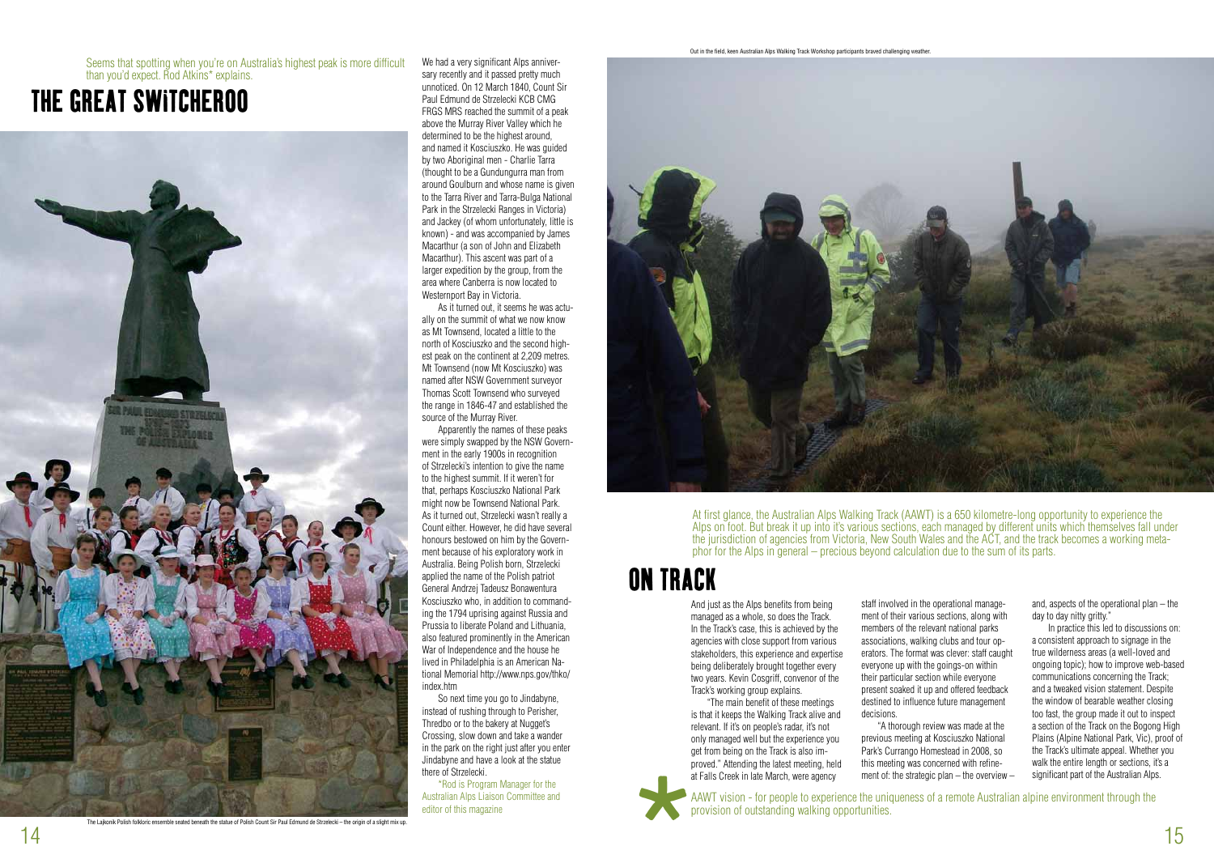Seems that spotting when you're on Australia's highest peak is more difficult than you'd expect. Rod Atkins* explains.

# THE GREAT SWITCHEROO

The Lajkonik Polish folkloric ensemble seated beneath the statue of Polish Count Sir Paul Edmund de Strzelecki – the origin of a slight mix up.

We had a very significant Alps anniversary recently and it passed pretty much unnoticed. On 12 March 1840, Count Sir Paul Edmund de Strzelecki KCB CMG FRGS MRS reached the summit of a peak above the Murray River Valley which he determined to be the highest around, and named it Kosciuszko. He was guided by two Aboriginal men - Charlie Tarra (thought to be a Gundungurra man from around Goulburn and whose name is given to the Tarra River and Tarra-Bulga National Park in the Strzelecki Ranges in Victoria) and Jackey (of whom unfortunately, little is known) - and was accompanied by James Macarthur (a son of John and Elizabeth Macarthur). This ascent was part of a larger expedition by the group, from the area where Canberra is now located to Westernport Bay in Victoria.

As it turned out, it seems he was actually on the summit of what we now know as Mt Townsend, located a little to the north of Kosciuszko and the second highest peak on the continent at 2,209 metres. Mt Townsend (now Mt Kosciuszko) was named after NSW Government surveyor Thomas Scott Townsend who surveyed the range in 1846-47 and established the source of the Murray River.

Apparently the names of these peaks were simply swapped by the NSW Government in the early 1900s in recognition of Strzelecki's intention to give the name to the highest summit. If it weren't for that, perhaps Kosciuszko National Park might now be Townsend National Park. As it turned out, Strzelecki wasn't really a Count either. However, he did have several honours bestowed on him by the Government because of his exploratory work in Australia. Being Polish born, Strzelecki applied the name of the Polish patriot General Andrzej Tadeusz Bonawentura Kosciuszko who, in addition to commanding the 1794 uprising against Russia and Prussia to liberate Poland and Lithuania, also featured prominently in the American War of Independence and the house he lived in Philadelphia is an American National Memorial http://www.nps.gov/thko/index.htm

So next time you go to Jindabyne, instead of rushing through to Perisher, Thredbo or to the bakery at Nugget's Crossing, slow down and take a wander in the park on the right just after you enter Jindabyne and have a look at the statue there of Strzelecki.

*Rod is Program Manager for the Australian Alps Liaison Committee and editor of this magazine

Out in the field, keen Australian Alps Walking Track Workshop participants braved challenging weather.

At first glance, the Australian Alps Walking Track (AAWT) is a 650 kilometre-long opportunity to experience the Alps on foot. But break it up into it's various sections, each managed by different units which themselves fall under the jurisdiction of agencies from Victoria, New South Wales and the ACT, and the track becomes a working metaphor for the Alps in general – precious beyond calculation due to the sum of its parts.

# ON TRACK

And just as the Alps benefits from being managed as a whole, so does the Track. In the Track's case, this is achieved by the agencies with close support from various stakeholders, this experience and expertise being deliberately brought together every two years. Kevin Cosgriff, convenor of the Track's working group explains.

"The main benefit of these meetings is that it keeps the Walking Track alive and relevant. If it's on people's radar, it's not only managed well but the experience you get from being on the Track is also improved." Attending the latest meeting, held at Falls Creek in late March, were agency staff involved in the operational management of their various sections, along with members of the relevant national parks associations, walking clubs and tour operators. The format was clever: staff caught everyone up with the goings-on within their particular section while everyone present soaked it up and offered feedback destined to influence future management decisions.

"A thorough review was made at the previous meeting at Kosciuszko National Park's Currango Homestead in 2008, so this meeting was concerned with refinement of: the strategic plan – the overview – and, aspects of the operational plan – the day to day nitty gritty."

In practice this led to discussions on: a consistent approach to signage in the true wilderness areas (a well-loved and ongoing topic); how to improve web-based communications concerning the Track; and a tweaked vision statement. Despite the window of bearable weather closing too fast, the group made it out to inspect a section of the Track on the Bogong High Plains (Alpine National Park, Vic), proof of the Track's ultimate appeal. Whether you walk the entire length or sections, it's a significant part of the Australian Alps.

\* AAWT vision - for people to experience the uniqueness of a remote Australian alpine environment through the provision of outstanding walking opportunities.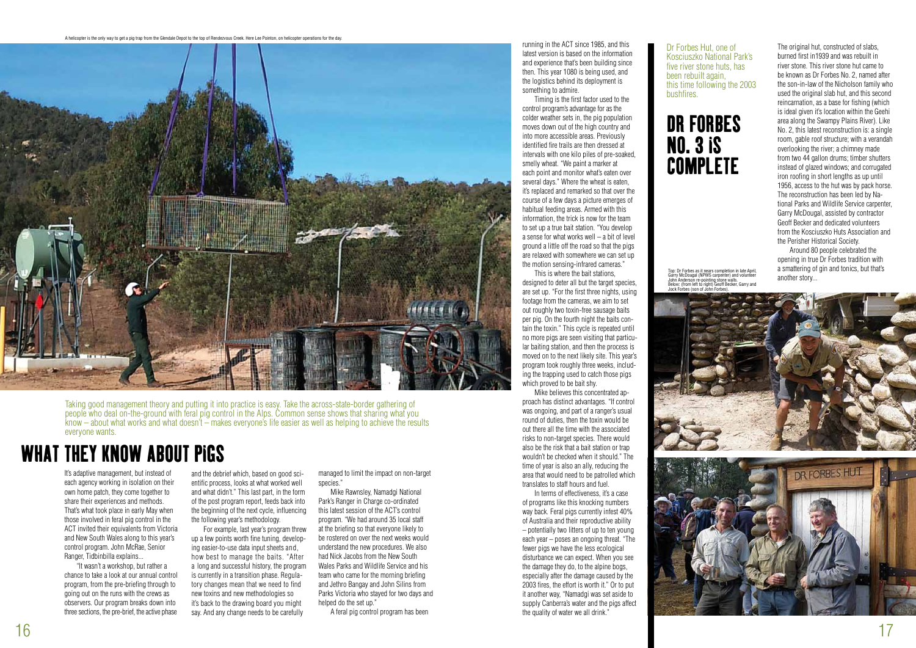A helicopter is the only way to get a pig trap from the Glendale Depot to the top of Rendezvous Creek. Here Lee Pointon, on helicopter operations for the day.

Taking good management theory and putting it into practice is easy. Take the across-state-border gathering of people who deal on-the-ground with feral pig control in the Alps. Common sense shows that sharing what you know – about what works and what doesn't – makes everyone's life easier as well as helping to achieve the results everyone wants.

# WHAT THEY KNOW ABOUT PIGS

It's adaptive management, but instead of each agency working in isolation on their own home patch, they come together to share their experiences and methods. That's what took place in early May when those involved in feral pig control in the ACT invited their equivalents from Victoria and New South Wales along to this year's control program. John McRae, Senior Ranger, Tidbinbilla explains...

"It wasn't a workshop, but rather a chance to take a look at our annual control program, from the pre-briefing through to going out on the runs with the crews as observers. Our program breaks down into three sections, the pre-brief, the active phase and the debrief which, based on good scientific process, looks at what worked well and what didn't." This last part, in the form of the post program report, feeds back into the beginning of the next cycle, influencing the following year's methodology.

For example, last year's program threw up a few points worth fine tuning, developing easier-to-use data input sheets and, how best to manage the baits. "After a long and successful history, the program is currently in a transition phase. Regulatory changes mean that we need to find new toxins and new methodologies so it's back to the drawing board you might say. And any change needs to be carefully managed to limit the impact on non-target species."

Mike Rawnsley, Namadgi National Park's Ranger in Charge co-ordinated this latest session of the ACT's control program. "We had around 35 local staff at the briefing so that everyone likely to be rostered on over the next weeks would understand the new procedures. We also had Nick Jacobs from the New South Wales Parks and Wildlife Service and his team who came for the morning briefing and Jethro Bangay and John Silins from Parks Victoria who stayed for two days and helped do the set up."

A feral pig control program has been running in the ACT since 1985, and this latest version is based on the information and experience that's been building since then. This year 1080 is being used, and the logistics behind its deployment is something to admire.

Timing is the first factor used to the control program's advantage for as the colder weather sets in, the pig population moves down out of the high country and into more accessible areas. Previously identified fire trails are then dressed at intervals with one kilo piles of pre-soaked, smelly wheat. "We paint a marker at each point and monitor what's eaten over several days." Where the wheat is eaten, it's replaced and remarked so that over the course of a few days a picture emerges of habitual feeding areas. Armed with this information, the trick is now for the team to set up a true bait station. "You develop a sense for what works well – a bit of level ground a little off the road so that the pigs are relaxed with somewhere we can set up the motion sensing-infrared cameras."

This is where the bait stations, designed to deter all but the target species, are set up. "For the first three nights, using footage from the cameras, we aim to set out roughly two toxin-free sausage baits per pig. On the fourth night the baits contain the toxin." This cycle is repeated until no more pigs are seen visiting that particular baiting station, and then the process is moved on to the next likely site. This year's program took roughly three weeks, including the trapping used to catch those pigs which proved to be bait shy.

Mike believes this concentrated approach has distinct advantages. "If control was ongoing, and part of a ranger's usual round of duties, then the toxin would be out there all the time with the associated risks to non-target species. There would also be the risk that a bait station or trap wouldn't be checked when it should." The time of year is also an ally, reducing the area that would need to be patrolled which translates to staff hours and fuel.

In terms of effectiveness, it's a case of programs like this knocking numbers way back. Feral pigs currently infest 40% of Australia and their reproductive ability – potentially two litters of up to ten young each year – poses an ongoing threat. "The fewer pigs we have the less ecological disturbance we can expect. When you see the damage they do, to the alpine bogs, especially after the damage caused by the 2003 fires, the effort is worth it." Or to put it another way, "Namadgi was set aside to supply Canberra's water and the pigs affect the quality of water we all drink."

Dr Forbes Hut, one of Kosciuszko National Park's five river stone huts, has been rebuilt again, this time following the 2003 bushfires.

# DR FORBES NO. 3 IS COMPLETE

The original hut, constructed of slabs, burned first in1939 and was rebuilt in river stone. This river stone hut came to be known as Dr Forbes No. 2, named after the son-in-law of the Nicholson family who used the original slab hut, and this second reincarnation, as a base for fishing (which is ideal given it's location within the Geehi area along the Swampy Plains River). Like No. 2, this latest reconstruction is: a single room, gable roof structure; with a verandah overlooking the river; a chimney made from two 44 gallon drums; timber shutters instead of glazed windows; and corrugated iron roofing in short lengths as up until 1956, access to the hut was by pack horse. The reconstruction has been led by National Parks and Wildlife Service carpenter, Garry McDougal, assisted by contractor Geoff Becker and dedicated volunteers from the Kosciuszko Huts Association and the Perisher Historical Society.

Around 80 people celebrated the opening in true Dr Forbes tradition with a smattering of gin and tonics, but that's another story...

Top: Dr Forbes as it nears completion in late April, Garry McDougal (NPWS carpenter) and volunteer John Anderson re-pointing stone walls. Below: (from left to right) Geoff Becker, Garry and Jack Forbes (son of John Forbes).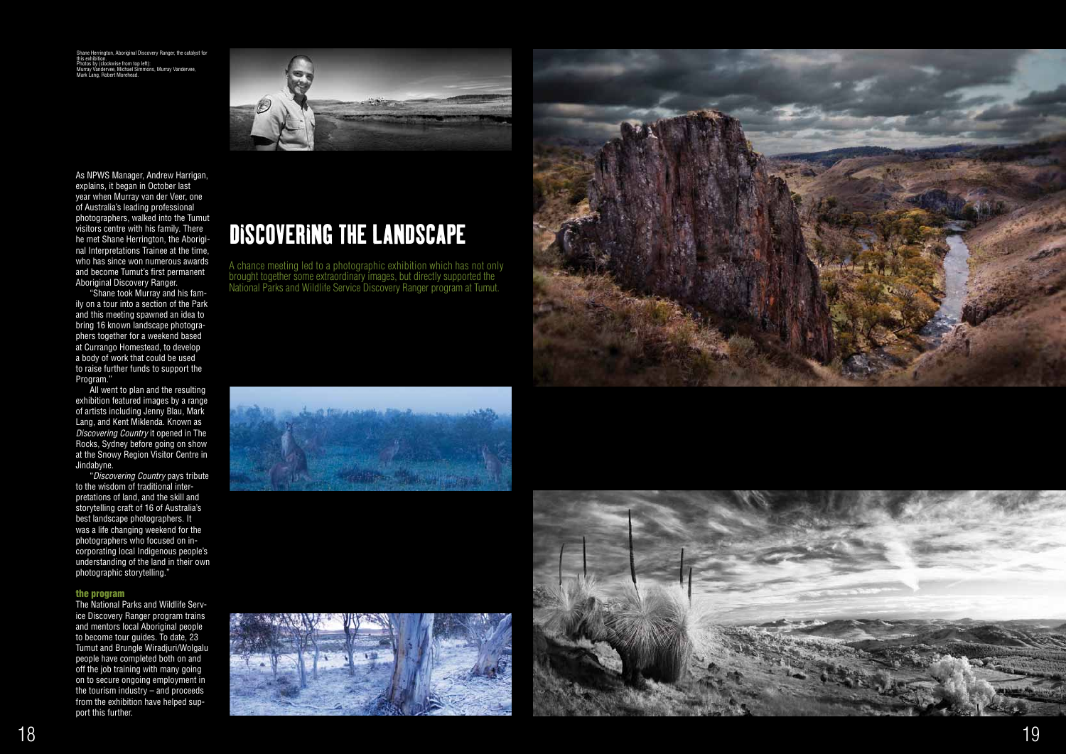Shane Herrington, Aboriginal Discovery Ranger, the catalyst for this exhibition.
Photos by (clockwise from top left): Murray Vandervee, Michael Simmons, Murray Vandervee, Mark Lang, Robert Morehead.

# DiSCOVERiNG THE LANDSCAPE

A chance meeting led to a photographic exhibition which has not only brought together some extraordinary images, but directly supported the National Parks and Wildlife Service Discovery Ranger program at Tumut.

As NPWS Manager, Andrew Harrigan, explains, it began in October last year when Murray van der Veer, one of Australia's leading professional photographers, walked into the Tumut visitors centre with his family. There he met Shane Herrington, the Aboriginal Interpretations Trainee at the time, who has since won numerous awards and become Tumut's first permanent Aboriginal Discovery Ranger.

"Shane took Murray and his family on a tour into a section of the Park and this meeting spawned an idea to bring 16 known landscape photographers together for a weekend based at Currango Homestead, to develop a body of work that could be used to raise further funds to support the Program."

All went to plan and the resulting exhibition featured images by a range of artists including Jenny Blau, Mark Lang, and Kent Miklenda. Known as *Discovering Country* it opened in The Rocks, Sydney before going on show at the Snowy Region Visitor Centre in Jindabyne.

"*Discovering Country* pays tribute to the wisdom of traditional interpretations of land, and the skill and storytelling craft of 16 of Australia's best landscape photographers. It was a life changing weekend for the photographers who focused on incorporating local Indigenous people's understanding of the land in their own photographic storytelling."

**the program**

The National Parks and Wildlife Service Discovery Ranger program trains and mentors local Aboriginal people to become tour guides. To date, 23 Tumut and Brungle Wiradjuri/Wolgalu people have completed both on and off the job training with many going on to secure ongoing employment in the tourism industry – and proceeds from the exhibition have helped support this further.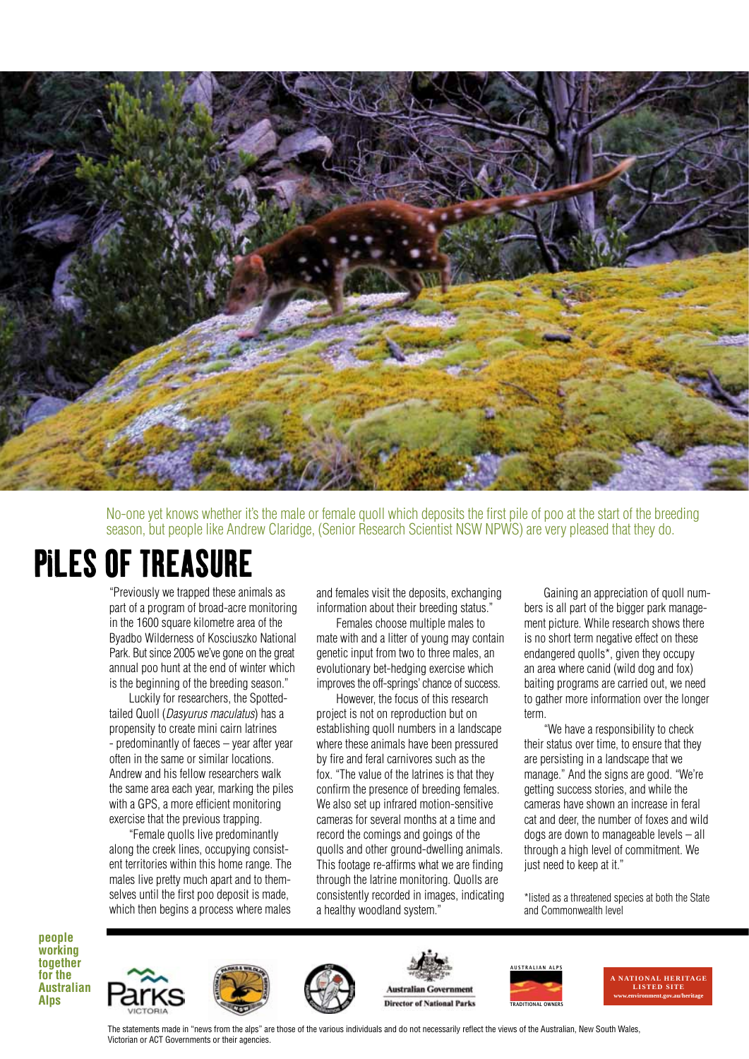No-one yet knows whether it's the male or female quoll which deposits the first pile of poo at the start of the breeding season, but people like Andrew Claridge, (Senior Research Scientist NSW NPWS) are very pleased that they do.

# PILES OF TREASURE

"Previously we trapped these animals as part of a program of broad-acre monitoring in the 1600 square kilometre area of the Byadbo Wilderness of Kosciuszko National Park. But since 2005 we've gone on the great annual poo hunt at the end of winter which is the beginning of the breeding season."

Luckily for researchers, the Spotted-tailed Quoll (*Dasyurus maculatus*) has a propensity to create mini cairn latrines - predominantly of faeces – year after year often in the same or similar locations. Andrew and his fellow researchers walk the same area each year, marking the piles with a GPS, a more efficient monitoring exercise that the previous trapping.

"Female quolls live predominantly along the creek lines, occupying consistent territories within this home range. The males live pretty much apart and to themselves until the first poo deposit is made, which then begins a process where males and females visit the deposits, exchanging information about their breeding status."

Females choose multiple males to mate with and a litter of young may contain genetic input from two to three males, an evolutionary bet-hedging exercise which improves the off-springs' chance of success.

However, the focus of this research project is not on reproduction but on establishing quoll numbers in a landscape where these animals have been pressured by fire and feral carnivores such as the fox. "The value of the latrines is that they confirm the presence of breeding females. We also set up infrared motion-sensitive cameras for several months at a time and record the comings and goings of the quolls and other ground-dwelling animals. This footage re-affirms what we are finding through the latrine monitoring. Quolls are consistently recorded in images, indicating a healthy woodland system."

Gaining an appreciation of quoll numbers is all part of the bigger park management picture. While research shows there is no short term negative effect on these endangered quolls*, given they occupy an area where canid (wild dog and fox) baiting programs are carried out, we need to gather more information over the longer term.

"We have a responsibility to check their status over time, to ensure that they are persisting in a landscape that we manage." And the signs are good. "We're getting success stories, and while the cameras have shown an increase in feral cat and deer, the number of foxes and wild dogs are down to manageable levels – all through a high level of commitment. We just need to keep at it."

*listed as a threatened species at both the State and Commonwealth level

**people working together for the Australian Alps**

Parks Victoria

Australian Government — Director of National Parks

Australian Alps — Traditional Owners

A NATIONAL HERITAGE LISTED SITE www.environment.gov.au/heritage

The statements made in "news from the alps" are those of the various individuals and do not necessarily reflect the views of the Australian, New South Wales, Victorian or ACT Governments or their agencies.